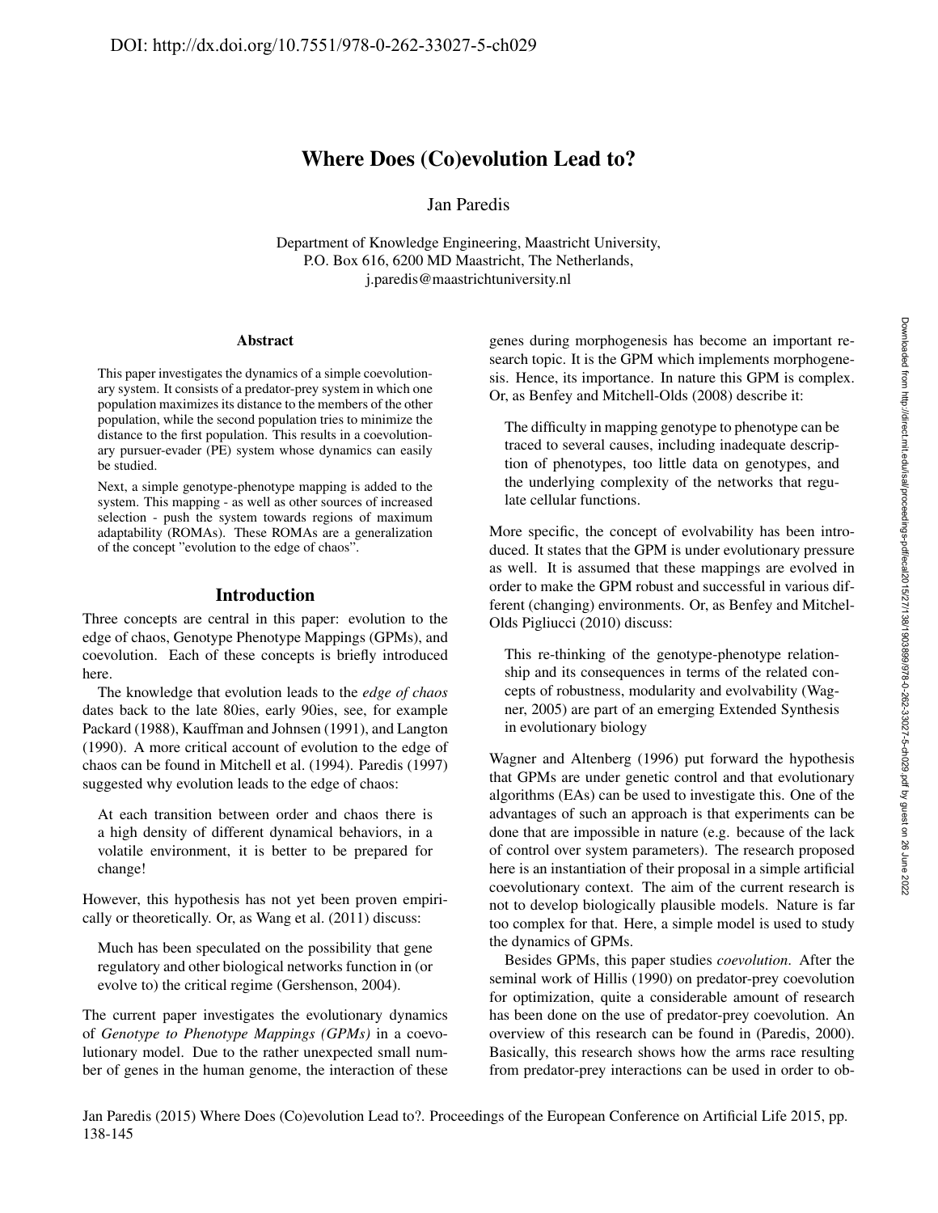# Where Does (Co)evolution Lead to?

Jan Paredis

Department of Knowledge Engineering, Maastricht University,
P.O. Box 616, 6200 MD Maastricht, The Netherlands,
j.paredis@maastrichtuniversity.nl

## Abstract

This paper investigates the dynamics of a simple coevolutionary system. It consists of a predator-prey system in which one population maximizes its distance to the members of the other population, while the second population tries to minimize the distance to the first population. This results in a coevolutionary pursuer-evader (PE) system whose dynamics can easily be studied.

Next, a simple genotype-phenotype mapping is added to the system. This mapping - as well as other sources of increased selection - push the system towards regions of maximum adaptability (ROMAs). These ROMAs are a generalization of the concept "evolution to the edge of chaos".

## Introduction

Three concepts are central in this paper: evolution to the edge of chaos, Genotype Phenotype Mappings (GPMs), and coevolution. Each of these concepts is briefly introduced here.

The knowledge that evolution leads to the *edge of chaos* dates back to the late 80ies, early 90ies, see, for example Packard (1988), Kauffman and Johnsen (1991), and Langton (1990). A more critical account of evolution to the edge of chaos can be found in Mitchell et al. (1994). Paredis (1997) suggested why evolution leads to the edge of chaos:

> At each transition between order and chaos there is a high density of different dynamical behaviors, in a volatile environment, it is better to be prepared for change!

However, this hypothesis has not yet been proven empirically or theoretically. Or, as Wang et al. (2011) discuss:

> Much has been speculated on the possibility that gene regulatory and other biological networks function in (or evolve to) the critical regime (Gershenson, 2004).

The current paper investigates the evolutionary dynamics of *Genotype to Phenotype Mappings (GPMs)* in a coevolutionary model. Due to the rather unexpected small number of genes in the human genome, the interaction of these genes during morphogenesis has become an important research topic. It is the GPM which implements morphogenesis. Hence, its importance. In nature this GPM is complex. Or, as Benfey and Mitchell-Olds (2008) describe it:

> The difficulty in mapping genotype to phenotype can be traced to several causes, including inadequate description of phenotypes, too little data on genotypes, and the underlying complexity of the networks that regulate cellular functions.

More specific, the concept of evolvability has been introduced. It states that the GPM is under evolutionary pressure as well. It is assumed that these mappings are evolved in order to make the GPM robust and successful in various different (changing) environments. Or, as Benfey and Mitchel-Olds Pigliucci (2010) discuss:

> This re-thinking of the genotype-phenotype relationship and its consequences in terms of the related concepts of robustness, modularity and evolvability (Wagner, 2005) are part of an emerging Extended Synthesis in evolutionary biology

Wagner and Altenberg (1996) put forward the hypothesis that GPMs are under genetic control and that evolutionary algorithms (EAs) can be used to investigate this. One of the advantages of such an approach is that experiments can be done that are impossible in nature (e.g. because of the lack of control over system parameters). The research proposed here is an instantiation of their proposal in a simple artificial coevolutionary context. The aim of the current research is not to develop biologically plausible models. Nature is far too complex for that. Here, a simple model is used to study the dynamics of GPMs.

Besides GPMs, this paper studies *coevolution*. After the seminal work of Hillis (1990) on predator-prey coevolution for optimization, quite a considerable amount of research has been done on the use of predator-prey coevolution. An overview of this research can be found in (Paredis, 2000). Basically, this research shows how the arms race resulting from predator-prey interactions can be used in order to ob-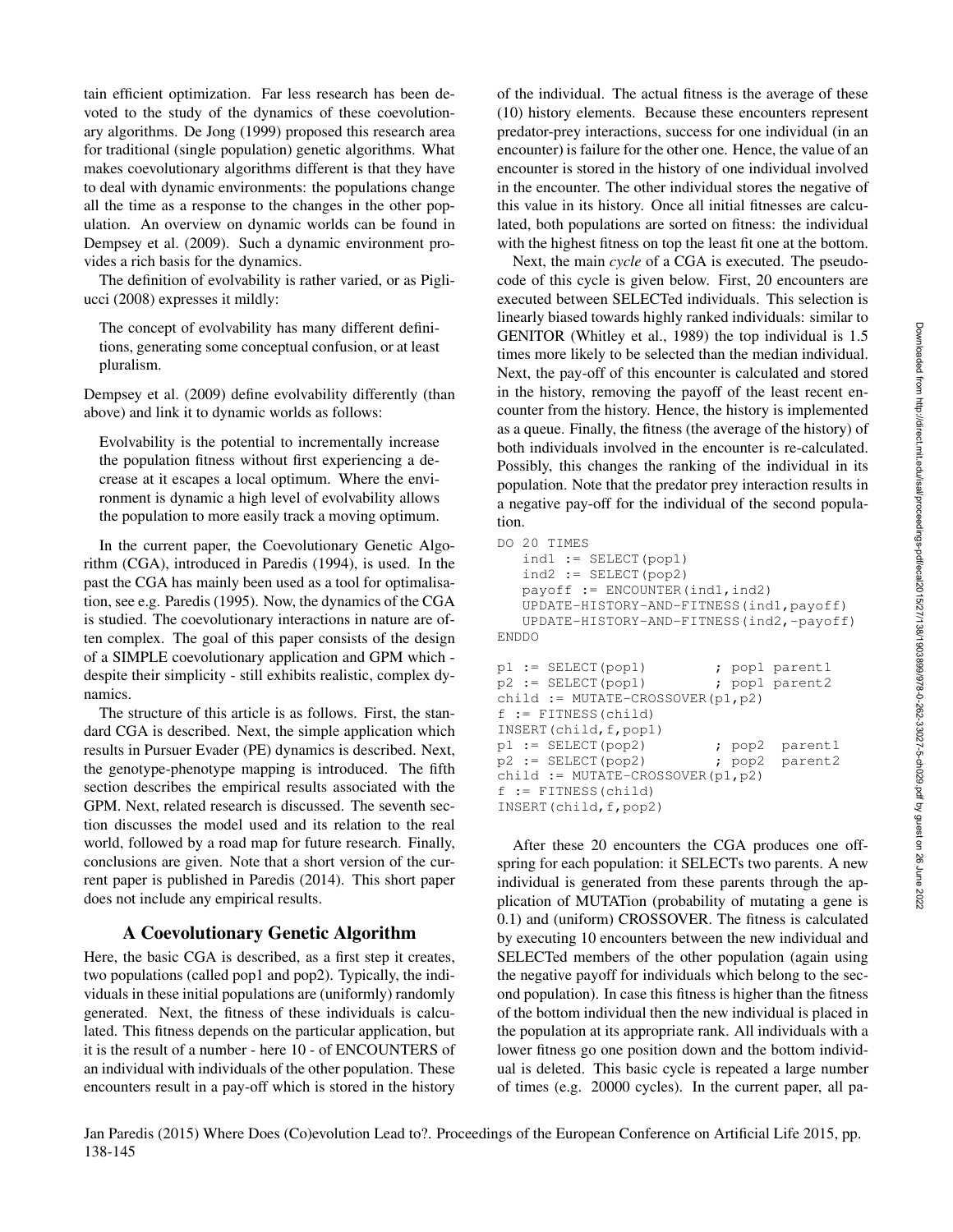tain efficient optimization. Far less research has been devoted to the study of the dynamics of these coevolutionary algorithms. De Jong (1999) proposed this research area for traditional (single population) genetic algorithms. What makes coevolutionary algorithms different is that they have to deal with dynamic environments: the populations change all the time as a response to the changes in the other population. An overview on dynamic worlds can be found in Dempsey et al. (2009). Such a dynamic environment provides a rich basis for the dynamics.

The definition of evolvability is rather varied, or as Pigliucci (2008) expresses it mildly:

> The concept of evolvability has many different definitions, generating some conceptual confusion, or at least pluralism.

Dempsey et al. (2009) define evolvability differently (than above) and link it to dynamic worlds as follows:

> Evolvability is the potential to incrementally increase the population fitness without first experiencing a decrease at it escapes a local optimum. Where the environment is dynamic a high level of evolvability allows the population to more easily track a moving optimum.

In the current paper, the Coevolutionary Genetic Algorithm (CGA), introduced in Paredis (1994), is used. In the past the CGA has mainly been used as a tool for optimalisation, see e.g. Paredis (1995). Now, the dynamics of the CGA is studied. The coevolutionary interactions in nature are often complex. The goal of this paper consists of the design of a SIMPLE coevolutionary application and GPM which - despite their simplicity - still exhibits realistic, complex dynamics.

The structure of this article is as follows. First, the standard CGA is described. Next, the simple application which results in Pursuer Evader (PE) dynamics is described. Next, the genotype-phenotype mapping is introduced. The fifth section describes the empirical results associated with the GPM. Next, related research is discussed. The seventh section discusses the model used and its relation to the real world, followed by a road map for future research. Finally, conclusions are given. Note that a short version of the current paper is published in Paredis (2014). This short paper does not include any empirical results.

## A Coevolutionary Genetic Algorithm

Here, the basic CGA is described, as a first step it creates, two populations (called pop1 and pop2). Typically, the individuals in these initial populations are (uniformly) randomly generated. Next, the fitness of these individuals is calculated. This fitness depends on the particular application, but it is the result of a number - here 10 - of ENCOUNTERS of an individual with individuals of the other population. These encounters result in a pay-off which is stored in the history of the individual. The actual fitness is the average of these (10) history elements. Because these encounters represent predator-prey interactions, success for one individual (in an encounter) is failure for the other one. Hence, the value of an encounter is stored in the history of one individual involved in the encounter. The other individual stores the negative of this value in its history. Once all initial fitnesses are calculated, both populations are sorted on fitness: the individual with the highest fitness on top the least fit one at the bottom.

Next, the main *cycle* of a CGA is executed. The pseudocode of this cycle is given below. First, 20 encounters are executed between SELECTed individuals. This selection is linearly biased towards highly ranked individuals: similar to GENITOR (Whitley et al., 1989) the top individual is 1.5 times more likely to be selected than the median individual. Next, the pay-off of this encounter is calculated and stored in the history, removing the payoff of the least recent encounter from the history. Hence, the history is implemented as a queue. Finally, the fitness (the average of the history) of both individuals involved in the encounter is re-calculated. Possibly, this changes the ranking of the individual in its population. Note that the predator prey interaction results in a negative pay-off for the individual of the second population.

```
DO 20 TIMES
   ind1 := SELECT(pop1)
   ind2 := SELECT(pop2)
   payoff := ENCOUNTER(ind1,ind2)
   UPDATE-HISTORY-AND-FITNESS(ind1,payoff)
   UPDATE-HISTORY-AND-FITNESS(ind2,-payoff)
ENDDO

p1 := SELECT(pop1)          ; pop1 parent1
p2 := SELECT(pop1)          ; pop1 parent2
child := MUTATE-CROSSOVER(p1,p2)
f := FITNESS(child)
INSERT(child,f,pop1)
p1 := SELECT(pop2)          ; pop2  parent1
p2 := SELECT(pop2)          ; pop2  parent2
child := MUTATE-CROSSOVER(p1,p2)
f := FITNESS(child)
INSERT(child,f,pop2)
```

After these 20 encounters the CGA produces one offspring for each population: it SELECTs two parents. A new individual is generated from these parents through the application of MUTATion (probability of mutating a gene is 0.1) and (uniform) CROSSOVER. The fitness is calculated by executing 10 encounters between the new individual and SELECTed members of the other population (again using the negative payoff for individuals which belong to the second population). In case this fitness is higher than the fitness of the bottom individual then the new individual is placed in the population at its appropriate rank. All individuals with a lower fitness go one position down and the bottom individual is deleted. This basic cycle is repeated a large number of times (e.g. 20000 cycles). In the current paper, all pa-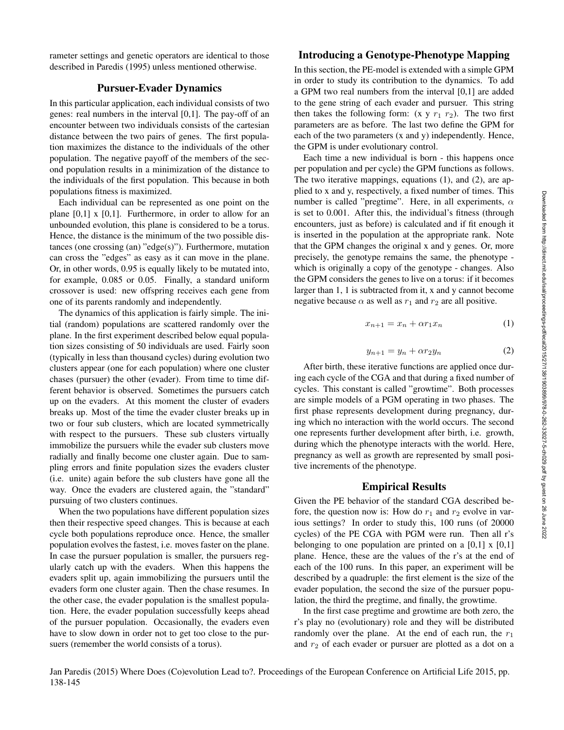rameter settings and genetic operators are identical to those described in Paredis (1995) unless mentioned otherwise.

## Pursuer-Evader Dynamics

In this particular application, each individual consists of two genes: real numbers in the interval [0,1]. The pay-off of an encounter between two individuals consists of the cartesian distance between the two pairs of genes. The first population maximizes the distance to the individuals of the other population. The negative payoff of the members of the second population results in a minimization of the distance to the individuals of the first population. This because in both populations fitness is maximized.

Each individual can be represented as one point on the plane [0,1] x [0,1]. Furthermore, in order to allow for an unbounded evolution, this plane is considered to be a torus. Hence, the distance is the minimum of the two possible distances (one crossing (an) "edge(s)"). Furthermore, mutation can cross the "edges" as easy as it can move in the plane. Or, in other words, 0.95 is equally likely to be mutated into, for example, 0.085 or 0.05. Finally, a standard uniform crossover is used: new offspring receives each gene from one of its parents randomly and independently.

The dynamics of this application is fairly simple. The initial (random) populations are scattered randomly over the plane. In the first experiment described below equal population sizes consisting of 50 individuals are used. Fairly soon (typically in less than thousand cycles) during evolution two clusters appear (one for each population) where one cluster chases (pursuer) the other (evader). From time to time different behavior is observed. Sometimes the pursuers catch up on the evaders. At this moment the cluster of evaders breaks up. Most of the time the evader cluster breaks up in two or four sub clusters, which are located symmetrically with respect to the pursuers. These sub clusters virtually immobilize the pursuers while the evader sub clusters move radially and finally become one cluster again. Due to sampling errors and finite population sizes the evaders cluster (i.e. unite) again before the sub clusters have gone all the way. Once the evaders are clustered again, the "standard" pursuing of two clusters continues.

When the two populations have different population sizes then their respective speed changes. This is because at each cycle both populations reproduce once. Hence, the smaller population evolves the fastest, i.e. moves faster on the plane. In case the pursuer population is smaller, the pursuers regularly catch up with the evaders. When this happens the evaders split up, again immobilizing the pursuers until the evaders form one cluster again. Then the chase resumes. In the other case, the evader population is the smallest population. Here, the evader population successfully keeps ahead of the pursuer population. Occasionally, the evaders even have to slow down in order not to get too close to the pursuers (remember the world consists of a torus).

## Introducing a Genotype-Phenotype Mapping

In this section, the PE-model is extended with a simple GPM in order to study its contribution to the dynamics. To add a GPM two real numbers from the interval [0,1] are added to the gene string of each evader and pursuer. This string then takes the following form: (x y $r_1$ $r_2$). The two first parameters are as before. The last two define the GPM for each of the two parameters (x and y) independently. Hence, the GPM is under evolutionary control.

Each time a new individual is born - this happens once per population and per cycle) the GPM functions as follows. The two iterative mappings, equations (1), and (2), are applied to x and y, respectively, a fixed number of times. This number is called "pregtime". Here, in all experiments, $\alpha$ is set to 0.001. After this, the individual's fitness (through encounters, just as before) is calculated and if fit enough it is inserted in the population at the appropriate rank. Note that the GPM changes the original x and y genes. Or, more precisely, the genotype remains the same, the phenotype - which is originally a copy of the genotype - changes. Also the GPM considers the genes to live on a torus: if it becomes larger than 1, 1 is subtracted from it, x and y cannot become negative because $\alpha$ as well as $r_1$ and $r_2$ are all positive.

$$x_{n+1} = x_n + \alpha r_1 x_n \tag{1}$$

$$y_{n+1} = y_n + \alpha r_2 y_n \tag{2}$$

After birth, these iterative functions are applied once during each cycle of the CGA and that during a fixed number of cycles. This constant is called "growtime". Both processes are simple models of a PGM operating in two phases. The first phase represents development during pregnancy, during which no interaction with the world occurs. The second one represents further development after birth, i.e. growth, during which the phenotype interacts with the world. Here, pregnancy as well as growth are represented by small positive increments of the phenotype.

## Empirical Results

Given the PE behavior of the standard CGA described before, the question now is: How do $r_1$ and $r_2$ evolve in various settings? In order to study this, 100 runs (of 20000 cycles) of the PE CGA with PGM were run. Then all r's belonging to one population are printed on a [0,1] x [0,1] plane. Hence, these are the values of the r's at the end of each of the 100 runs. In this paper, an experiment will be described by a quadruple: the first element is the size of the evader population, the second the size of the pursuer population, the third the pregtime, and finally, the growtime.

In the first case pregtime and growtime are both zero, the r's play no (evolutionary) role and they will be distributed randomly over the plane. At the end of each run, the $r_1$ and $r_2$ of each evader or pursuer are plotted as a dot on a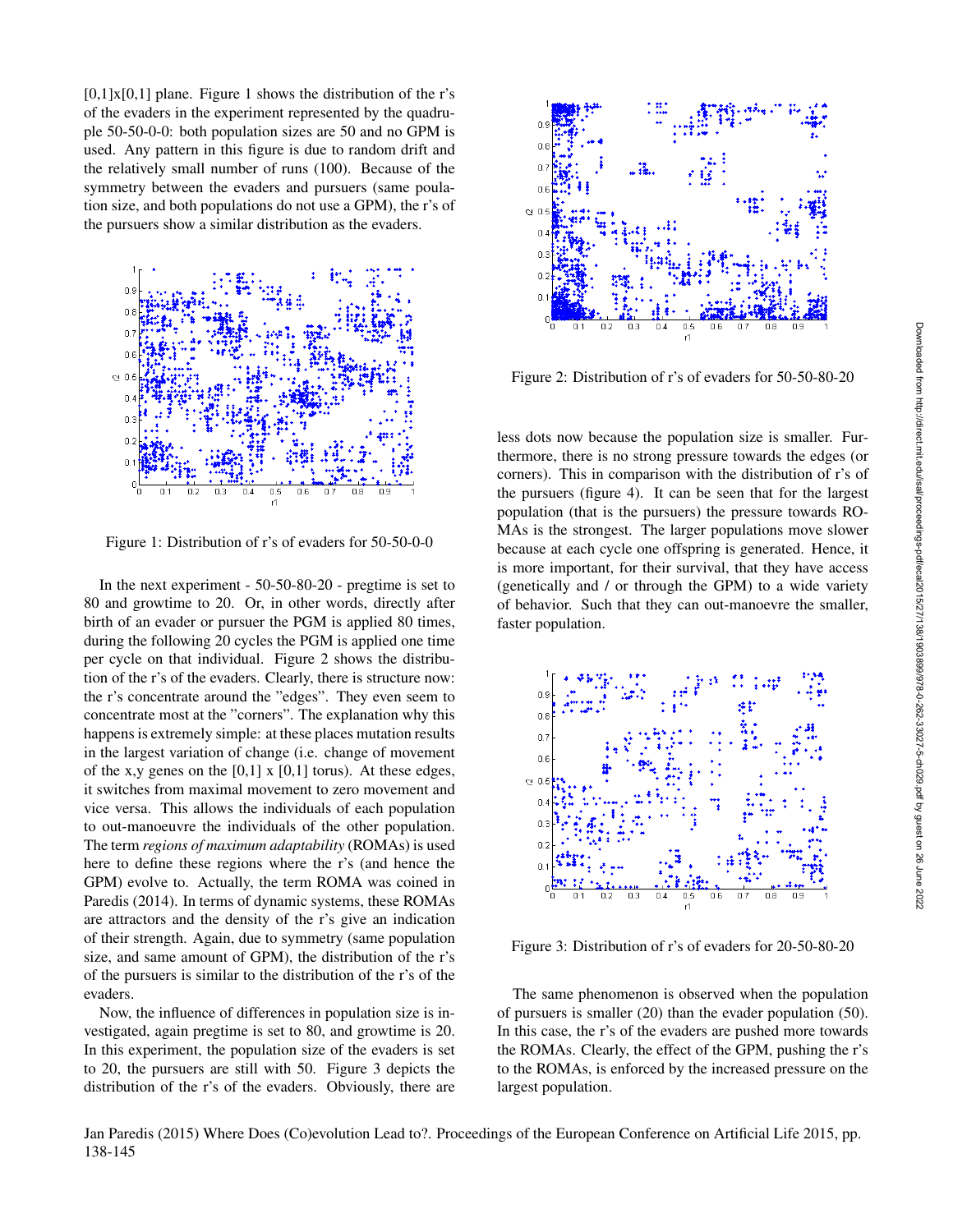[0,1]x[0,1] plane. Figure 1 shows the distribution of the r's of the evaders in the experiment represented by the quadruple 50-50-0-0: both population sizes are 50 and no GPM is used. Any pattern in this figure is due to random drift and the relatively small number of runs (100). Because of the symmetry between the evaders and pursuers (same population size, and both populations do not use a GPM), the r's of the pursuers show a similar distribution as the evaders.

Figure 1: Distribution of r's of evaders for 50-50-0-0

In the next experiment - 50-50-80-20 - pregtime is set to 80 and growtime to 20. Or, in other words, directly after birth of an evader or pursuer the PGM is applied 80 times, during the following 20 cycles the PGM is applied one time per cycle on that individual. Figure 2 shows the distribution of the r's of the evaders. Clearly, there is structure now: the r's concentrate around the "edges". They even seem to concentrate most at the "corners". The explanation why this happens is extremely simple: at these places mutation results in the largest variation of change (i.e. change of movement of the x,y genes on the [0,1] x [0,1] torus). At these edges, it switches from maximal movement to zero movement and vice versa. This allows the individuals of each population to out-manoeuvre the individuals of the other population. The term *regions of maximum adaptability* (ROMAs) is used here to define these regions where the r's (and hence the GPM) evolve to. Actually, the term ROMA was coined in Paredis (2014). In terms of dynamic systems, these ROMAs are attractors and the density of the r's give an indication of their strength. Again, due to symmetry (same population size, and same amount of GPM), the distribution of the r's of the pursuers is similar to the distribution of the r's of the evaders.

Now, the influence of differences in population size is investigated, again pregtime is set to 80, and growtime is 20. In this experiment, the population size of the evaders is set to 20, the pursuers are still with 50. Figure 3 depicts the distribution of the r's of the evaders. Obviously, there are

Figure 2: Distribution of r's of evaders for 50-50-80-20

less dots now because the population size is smaller. Furthermore, there is no strong pressure towards the edges (or corners). This in comparison with the distribution of r's of the pursuers (figure 4). It can be seen that for the largest population (that is the pursuers) the pressure towards ROMAs is the strongest. The larger populations move slower because at each cycle one offspring is generated. Hence, it is more important, for their survival, that they have access (genetically and / or through the GPM) to a wide variety of behavior. Such that they can out-manoeevre the smaller, faster population.

Figure 3: Distribution of r's of evaders for 20-50-80-20

The same phenomenon is observed when the population of pursuers is smaller (20) than the evader population (50). In this case, the r's of the evaders are pushed more towards the ROMAs. Clearly, the effect of the GPM, pushing the r's to the ROMAs, is enforced by the increased pressure on the largest population.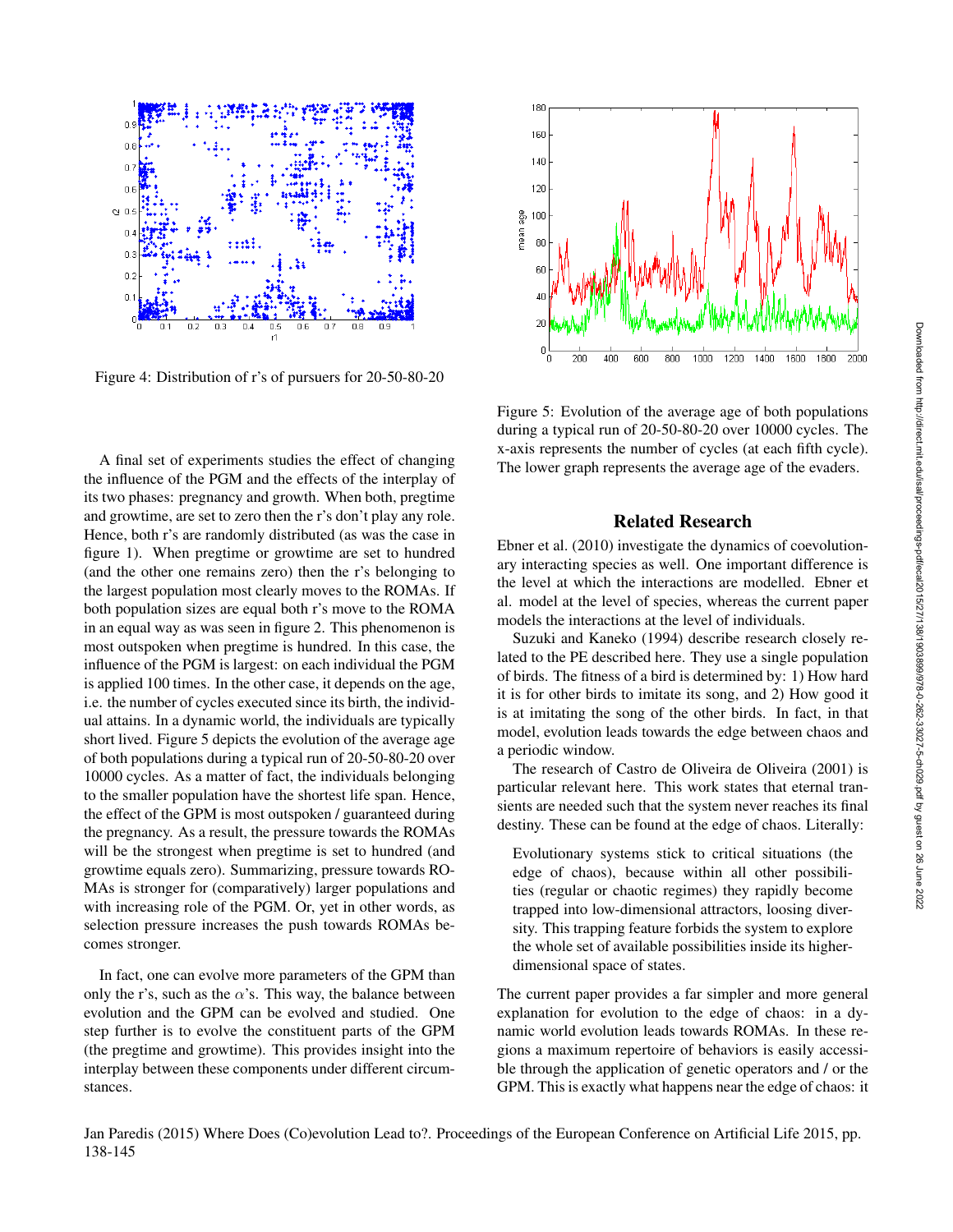Figure 4: Distribution of r's of pursuers for 20-50-80-20

Figure 5: Evolution of the average age of both populations during a typical run of 20-50-80-20 over 10000 cycles. The x-axis represents the number of cycles (at each fifth cycle). The lower graph represents the average age of the evaders.

A final set of experiments studies the effect of changing the influence of the PGM and the effects of the interplay of its two phases: pregnancy and growth. When both, pregtime and growtime, are set to zero then the r's don't play any role. Hence, both r's are randomly distributed (as was the case in figure 1). When pregtime or growtime are set to hundred (and the other one remains zero) then the r's belonging to the largest population most clearly moves to the ROMAs. If both population sizes are equal both r's move to the ROMA in an equal way as was seen in figure 2. This phenomenon is most outspoken when pregtime is hundred. In this case, the influence of the PGM is largest: on each individual the PGM is applied 100 times. In the other case, it depends on the age, i.e. the number of cycles executed since its birth, the individual attains. In a dynamic world, the individuals are typically short lived. Figure 5 depicts the evolution of the average age of both populations during a typical run of 20-50-80-20 over 10000 cycles. As a matter of fact, the individuals belonging to the smaller population have the shortest life span. Hence, the effect of the GPM is most outspoken / guaranteed during the pregnancy. As a result, the pressure towards the ROMAs will be the strongest when pregtime is set to hundred (and growtime equals zero). Summarizing, pressure towards ROMAs is stronger for (comparatively) larger populations and with increasing role of the PGM. Or, yet in other words, as selection pressure increases the push towards ROMAs becomes stronger.

In fact, one can evolve more parameters of the GPM than only the r's, such as the $\alpha$'s. This way, the balance between evolution and the GPM can be evolved and studied. One step further is to evolve the constituent parts of the GPM (the pregtime and growtime). This provides insight into the interplay between these components under different circumstances.

## Related Research

Ebner et al. (2010) investigate the dynamics of coevolutionary interacting species as well. One important difference is the level at which the interactions are modelled. Ebner et al. model at the level of species, whereas the current paper models the interactions at the level of individuals.

Suzuki and Kaneko (1994) describe research closely related to the PE described here. They use a single population of birds. The fitness of a bird is determined by: 1) How hard it is for other birds to imitate its song, and 2) How good it is at imitating the song of the other birds. In fact, in that model, evolution leads towards the edge between chaos and a periodic window.

The research of Castro de Oliveira de Oliveira (2001) is particular relevant here. This work states that eternal transients are needed such that the system never reaches its final destiny. These can be found at the edge of chaos. Literally:

> Evolutionary systems stick to critical situations (the edge of chaos), because within all other possibilities (regular or chaotic regimes) they rapidly become trapped into low-dimensional attractors, loosing diversity. This trapping feature forbids the system to explore the whole set of available possibilities inside its higher-dimensional space of states.

The current paper provides a far simpler and more general explanation for evolution to the edge of chaos: in a dynamic world evolution leads towards ROMAs. In these regions a maximum repertoire of behaviors is easily accessible through the application of genetic operators and / or the GPM. This is exactly what happens near the edge of chaos: it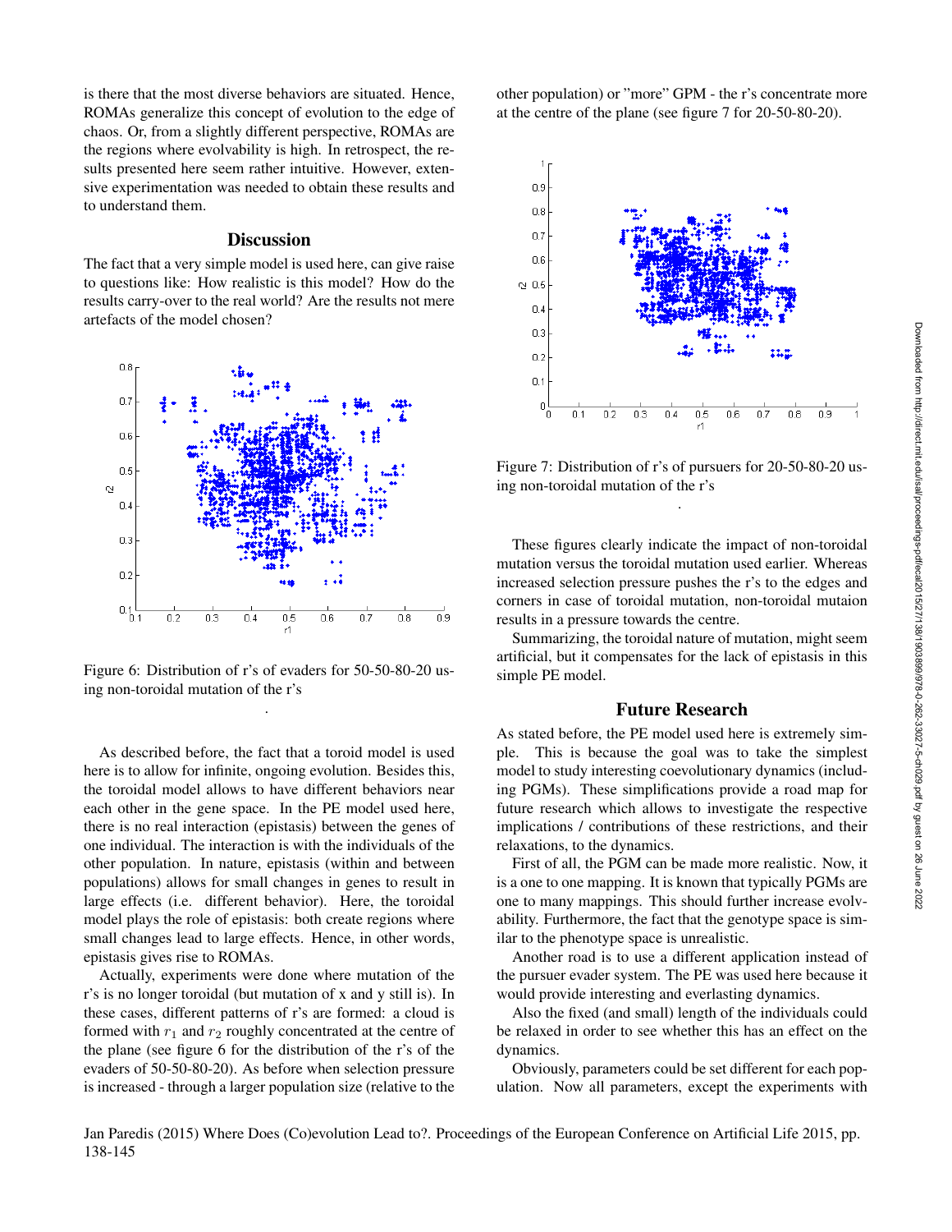is there that the most diverse behaviors are situated. Hence, ROMAs generalize this concept of evolution to the edge of chaos. Or, from a slightly different perspective, ROMAs are the regions where evolvability is high. In retrospect, the results presented here seem rather intuitive. However, extensive experimentation was needed to obtain these results and to understand them.

## Discussion

The fact that a very simple model is used here, can give raise to questions like: How realistic is this model? How do the results carry-over to the real world? Are the results not mere artefacts of the model chosen?

Figure 6: Distribution of r's of evaders for 50-50-80-20 using non-toroidal mutation of the r's

As described before, the fact that a toroid model is used here is to allow for infinite, ongoing evolution. Besides this, the toroidal model allows to have different behaviors near each other in the gene space. In the PE model used here, there is no real interaction (epistasis) between the genes of one individual. The interaction is with the individuals of the other population. In nature, epistasis (within and between populations) allows for small changes in genes to result in large effects (i.e. different behavior). Here, the toroidal model plays the role of epistasis: both create regions where small changes lead to large effects. Hence, in other words, epistasis gives rise to ROMAs.

Actually, experiments were done where mutation of the r's is no longer toroidal (but mutation of x and y still is). In these cases, different patterns of r's are formed: a cloud is formed with $r_1$ and $r_2$ roughly concentrated at the centre of the plane (see figure 6 for the distribution of the r's of the evaders of 50-50-80-20). As before when selection pressure is increased - through a larger population size (relative to the other population) or "more" GPM - the r's concentrate more at the centre of the plane (see figure 7 for 20-50-80-20).

Figure 7: Distribution of r's of pursuers for 20-50-80-20 using non-toroidal mutation of the r's

These figures clearly indicate the impact of non-toroidal mutation versus the toroidal mutation used earlier. Whereas increased selection pressure pushes the r's to the edges and corners in case of toroidal mutation, non-toroidal mutaion results in a pressure towards the centre.

Summarizing, the toroidal nature of mutation, might seem artificial, but it compensates for the lack of epistasis in this simple PE model.

## Future Research

As stated before, the PE model used here is extremely simple. This is because the goal was to take the simplest model to study interesting coevolutionary dynamics (including PGMs). These simplifications provide a road map for future research which allows to investigate the respective implications / contributions of these restrictions, and their relaxations, to the dynamics.

First of all, the PGM can be made more realistic. Now, it is a one to one mapping. It is known that typically PGMs are one to many mappings. This should further increase evolvability. Furthermore, the fact that the genotype space is similar to the phenotype space is unrealistic.

Another road is to use a different application instead of the pursuer evader system. The PE was used here because it would provide interesting and everlasting dynamics.

Also the fixed (and small) length of the individuals could be relaxed in order to see whether this has an effect on the dynamics.

Obviously, parameters could be set different for each population. Now all parameters, except the experiments with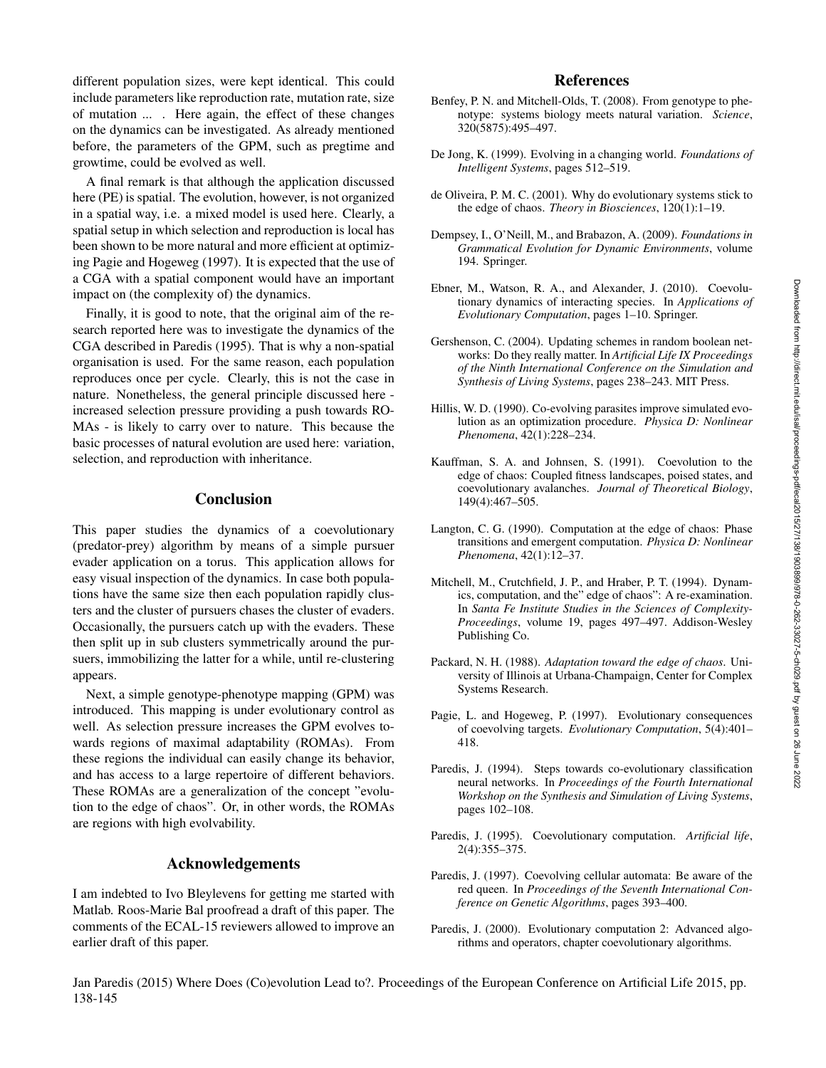different population sizes, were kept identical. This could include parameters like reproduction rate, mutation rate, size of mutation ... . Here again, the effect of these changes on the dynamics can be investigated. As already mentioned before, the parameters of the GPM, such as pregtime and growtime, could be evolved as well.

A final remark is that although the application discussed here (PE) is spatial. The evolution, however, is not organized in a spatial way, i.e. a mixed model is used here. Clearly, a spatial setup in which selection and reproduction is local has been shown to be more natural and more efficient at optimizing Pagie and Hogeweg (1997). It is expected that the use of a CGA with a spatial component would have an important impact on (the complexity of) the dynamics.

Finally, it is good to note, that the original aim of the research reported here was to investigate the dynamics of the CGA described in Paredis (1995). That is why a non-spatial organisation is used. For the same reason, each population reproduces once per cycle. Clearly, this is not the case in nature. Nonetheless, the general principle discussed here - increased selection pressure providing a push towards ROMAs - is likely to carry over to nature. This because the basic processes of natural evolution are used here: variation, selection, and reproduction with inheritance.

## Conclusion

This paper studies the dynamics of a coevolutionary (predator-prey) algorithm by means of a simple pursuer evader application on a torus. This application allows for easy visual inspection of the dynamics. In case both populations have the same size then each population rapidly clusters and the cluster of pursuers chases the cluster of evaders. Occasionally, the pursuers catch up with the evaders. These then split up in sub clusters symmetrically around the pursuers, immobilizing the latter for a while, until re-clustering appears.

Next, a simple genotype-phenotype mapping (GPM) was introduced. This mapping is under evolutionary control as well. As selection pressure increases the GPM evolves towards regions of maximal adaptability (ROMAs). From these regions the individual can easily change its behavior, and has access to a large repertoire of different behaviors. These ROMAs are a generalization of the concept "evolution to the edge of chaos". Or, in other words, the ROMAs are regions with high evolvability.

## Acknowledgements

I am indebted to Ivo Bleylevens for getting me started with Matlab. Roos-Marie Bal proofread a draft of this paper. The comments of the ECAL-15 reviewers allowed to improve an earlier draft of this paper.

## References

Benfey, P. N. and Mitchell-Olds, T. (2008). From genotype to phenotype: systems biology meets natural variation. *Science*, 320(5875):495–497.

De Jong, K. (1999). Evolving in a changing world. *Foundations of Intelligent Systems*, pages 512–519.

de Oliveira, P. M. C. (2001). Why do evolutionary systems stick to the edge of chaos. *Theory in Biosciences*, 120(1):1–19.

Dempsey, I., O'Neill, M., and Brabazon, A. (2009). *Foundations in Grammatical Evolution for Dynamic Environments*, volume 194. Springer.

Ebner, M., Watson, R. A., and Alexander, J. (2010). Coevolutionary dynamics of interacting species. In *Applications of Evolutionary Computation*, pages 1–10. Springer.

Gershenson, C. (2004). Updating schemes in random boolean networks: Do they really matter. In *Artificial Life IX Proceedings of the Ninth International Conference on the Simulation and Synthesis of Living Systems*, pages 238–243. MIT Press.

Hillis, W. D. (1990). Co-evolving parasites improve simulated evolution as an optimization procedure. *Physica D: Nonlinear Phenomena*, 42(1):228–234.

Kauffman, S. A. and Johnsen, S. (1991). Coevolution to the edge of chaos: Coupled fitness landscapes, poised states, and coevolutionary avalanches. *Journal of Theoretical Biology*, 149(4):467–505.

Langton, C. G. (1990). Computation at the edge of chaos: Phase transitions and emergent computation. *Physica D: Nonlinear Phenomena*, 42(1):12–37.

Mitchell, M., Crutchfield, J. P., and Hraber, P. T. (1994). Dynamics, computation, and the" edge of chaos": A re-examination. In *Santa Fe Institute Studies in the Sciences of Complexity-Proceedings*, volume 19, pages 497–497. Addison-Wesley Publishing Co.

Packard, N. H. (1988). *Adaptation toward the edge of chaos*. University of Illinois at Urbana-Champaign, Center for Complex Systems Research.

Pagie, L. and Hogeweg, P. (1997). Evolutionary consequences of coevolving targets. *Evolutionary Computation*, 5(4):401–418.

Paredis, J. (1994). Steps towards co-evolutionary classification neural networks. In *Proceedings of the Fourth International Workshop on the Synthesis and Simulation of Living Systems*, pages 102–108.

Paredis, J. (1995). Coevolutionary computation. *Artificial life*, 2(4):355–375.

Paredis, J. (1997). Coevolving cellular automata: Be aware of the red queen. In *Proceedings of the Seventh International Conference on Genetic Algorithms*, pages 393–400.

Paredis, J. (2000). Evolutionary computation 2: Advanced algorithms and operators, chapter coevolutionary algorithms.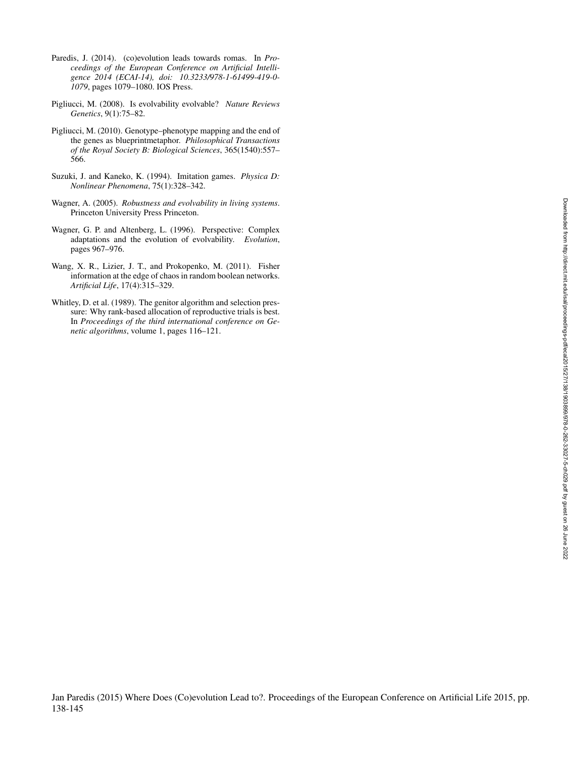Paredis, J. (2014). (co)evolution leads towards romas. In *Proceedings of the European Conference on Artificial Intelligence 2014 (ECAI-14), doi: 10.3233/978-1-61499-419-0-1079*, pages 1079–1080. IOS Press.

Pigliucci, M. (2008). Is evolvability evolvable? *Nature Reviews Genetics*, 9(1):75–82.

Pigliucci, M. (2010). Genotype–phenotype mapping and the end of the genes as blueprintmetaphor. *Philosophical Transactions of the Royal Society B: Biological Sciences*, 365(1540):557–566.

Suzuki, J. and Kaneko, K. (1994). Imitation games. *Physica D: Nonlinear Phenomena*, 75(1):328–342.

Wagner, A. (2005). *Robustness and evolvability in living systems*. Princeton University Press Princeton.

Wagner, G. P. and Altenberg, L. (1996). Perspective: Complex adaptations and the evolution of evolvability. *Evolution*, pages 967–976.

Wang, X. R., Lizier, J. T., and Prokopenko, M. (2011). Fisher information at the edge of chaos in random boolean networks. *Artificial Life*, 17(4):315–329.

Whitley, D. et al. (1989). The genitor algorithm and selection pressure: Why rank-based allocation of reproductive trials is best. In *Proceedings of the third international conference on Genetic algorithms*, volume 1, pages 116–121.

Jan Paredis (2015) Where Does (Co)evolution Lead to?. Proceedings of the European Conference on Artificial Life 2015, pp. 138-145